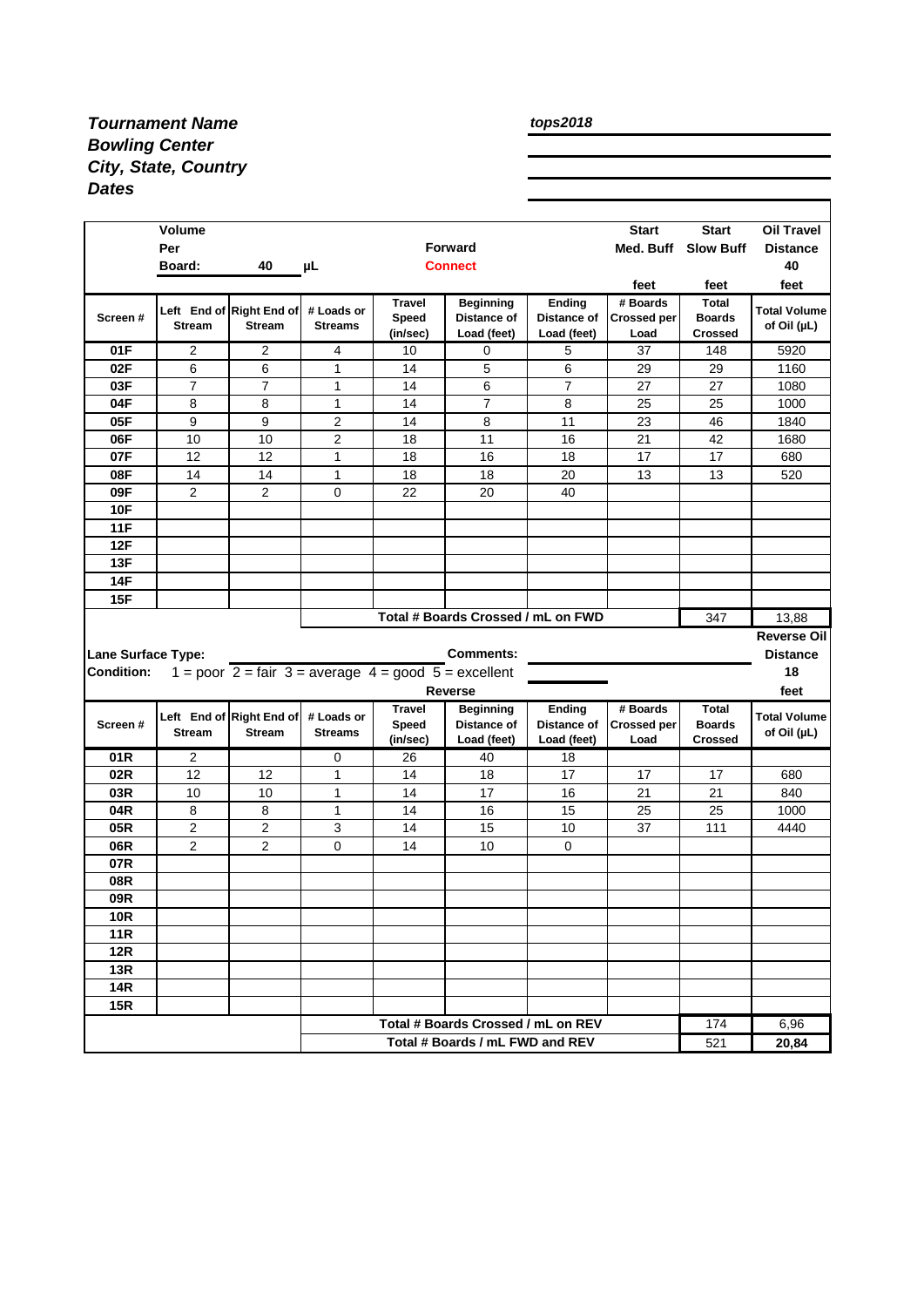***Tournament Name***
***Bowling Center***
***City, State, Country***
***Dates***

***tops2018***

| | Volume Per Board: | 40 | μL | | Forward Connect | | Start Med. Buff | Start Slow Buff | Oil Travel Distance |
|---|---|---|---|---|---|---|---|---|---|
| | | | | | | | feet | feet | 40 feet |
| **Screen #** | **Left End of Stream** | **Right End of Stream** | **# Loads or Streams** | **Travel Speed (in/sec)** | **Beginning Distance of Load (feet)** | **Ending Distance of Load (feet)** | **# Boards Crossed per Load** | **Total Boards Crossed** | **Total Volume of Oil (μL)** |
| **01F** | 2 | 2 | 4 | 10 | 0 | 5 | 37 | 148 | 5920 |
| **02F** | 6 | 6 | 1 | 14 | 5 | 6 | 29 | 29 | 1160 |
| **03F** | 7 | 7 | 1 | 14 | 6 | 7 | 27 | 27 | 1080 |
| **04F** | 8 | 8 | 1 | 14 | 7 | 8 | 25 | 25 | 1000 |
| **05F** | 9 | 9 | 2 | 14 | 8 | 11 | 23 | 46 | 1840 |
| **06F** | 10 | 10 | 2 | 18 | 11 | 16 | 21 | 42 | 1680 |
| **07F** | 12 | 12 | 1 | 18 | 16 | 18 | 17 | 17 | 680 |
| **08F** | 14 | 14 | 1 | 18 | 18 | 20 | 13 | 13 | 520 |
| **09F** | 2 | 2 | 0 | 22 | 20 | 40 | | | |
| **10F** | | | | | | | | | |
| **11F** | | | | | | | | | |
| **12F** | | | | | | | | | |
| **13F** | | | | | | | | | |
| **14F** | | | | | | | | | |
| **15F** | | | | | | | | | |
| | | | **Total # Boards Crossed / mL on FWD** | | | | | 347 | 13,88 |

**Lane Surface Type:** **Comments:**

**Condition:** 1 = poor 2 = fair 3 = average 4 = good 5 = excellent

**Reverse Oil Distance** 18 feet

| **Screen #** | **Left End of Stream** | **Right End of Stream** | **# Loads or Streams** | **Travel Speed (in/sec)** | **Beginning Distance of Load (feet)** | **Ending Distance of Load (feet)** | **# Boards Crossed per Load** | **Total Boards Crossed** | **Total Volume of Oil (μL)** |
|---|---|---|---|---|---|---|---|---|---|
| **01R** | 2 | | 0 | 26 | 40 | 18 | | | |
| **02R** | 12 | 12 | 1 | 14 | 18 | 17 | 17 | 17 | 680 |
| **03R** | 10 | 10 | 1 | 14 | 17 | 16 | 21 | 21 | 840 |
| **04R** | 8 | 8 | 1 | 14 | 16 | 15 | 25 | 25 | 1000 |
| **05R** | 2 | 2 | 3 | 14 | 15 | 10 | 37 | 111 | 4440 |
| **06R** | 2 | 2 | 0 | 14 | 10 | 0 | | | |
| **07R** | | | | | | | | | |
| **08R** | | | | | | | | | |
| **09R** | | | | | | | | | |
| **10R** | | | | | | | | | |
| **11R** | | | | | | | | | |
| **12R** | | | | | | | | | |
| **13R** | | | | | | | | | |
| **14R** | | | | | | | | | |
| **15R** | | | | | | | | | |
| | | | **Total # Boards Crossed / mL on REV** | | | | | 174 | 6,96 |
| | | | **Total # Boards / mL FWD and REV** | | | | | 521 | **20,84** |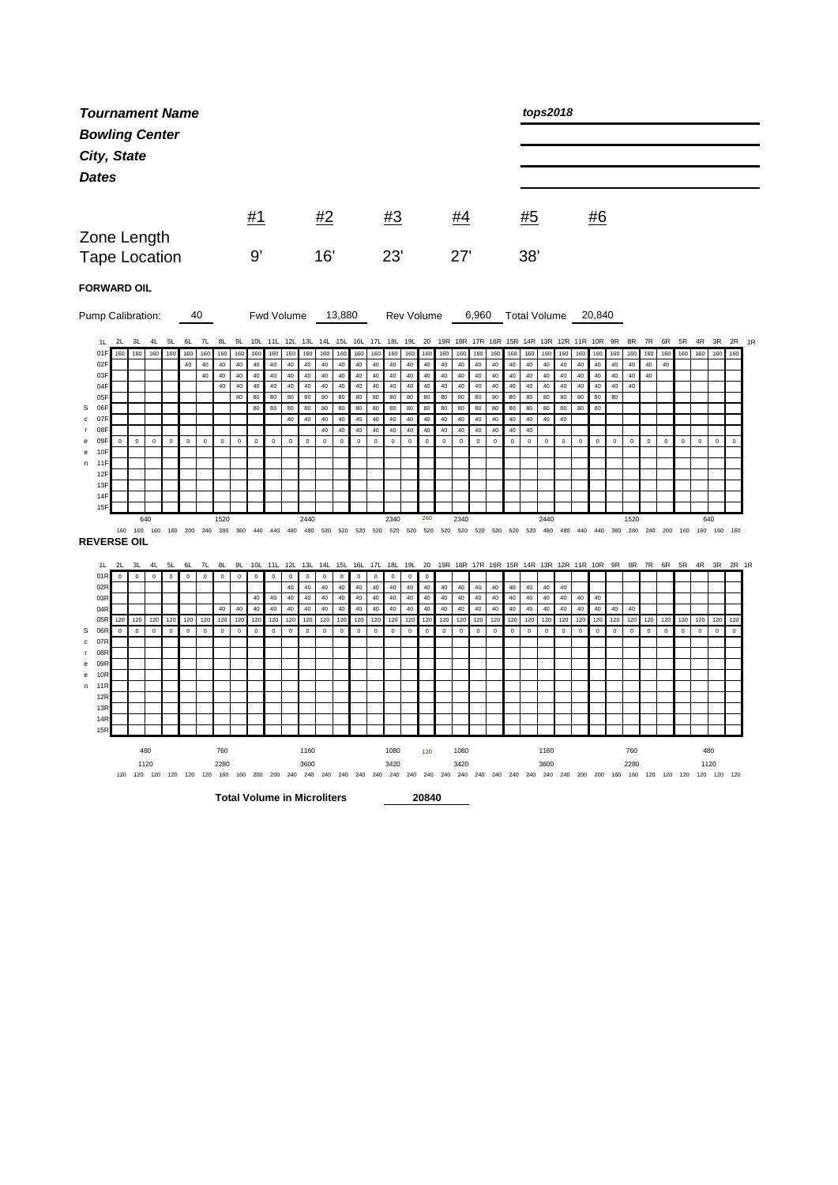***Tournament Name*** — ***tops2018***

***Bowling Center***

***City, State***

***Dates***

| | #1 | #2 | #3 | #4 | #5 | #6 |
|---|---|---|---|---|---|---|
| Zone Length | | | | | | |
| Tape Location | 9' | 16' | 23' | 27' | 38' | |

**FORWARD OIL**

Pump Calibration: 40 Fwd Volume 13,880 Rev Volume 6,960 Total Volume 20,840

| 1L | 2L | 3L | 4L | 5L | 6L | 7L | 8L | 9L | 10L | 11L | 12L | 13L | 14L | 15L | 16L | 17L | 18L | 19L | 20 | 19R | 18R | 17R | 16R | 15R | 14R | 13R | 12R | 11R | 10R | 9R | 8R | 7R | 6R | 5R | 4R | 3R | 2R | 1R |
|---|---|---|---|---|---|---|---|---|---|---|---|---|---|---|---|---|---|---|---|---|---|---|---|---|---|---|---|---|---|---|---|---|---|---|---|---|---|---|
| 01F | 160 | 160 | 160 | 160 | 160 | 160 | 160 | 160 | 160 | 160 | 160 | 160 | 160 | 160 | 160 | 160 | 160 | 160 | 160 | 160 | 160 | 160 | 160 | 160 | 160 | 160 | 160 | 160 | 160 | 160 | 160 | 160 | 160 | 160 | 160 | 160 | 160 | |
| 02F | | | | | 40 | 40 | 40 | 40 | 40 | 40 | 40 | 40 | 40 | 40 | 40 | 40 | 40 | 40 | 40 | 40 | 40 | 40 | 40 | 40 | 40 | 40 | 40 | 40 | 40 | 40 | 40 | 40 | 40 | | | | | |
| 03F | | | | | | 40 | 40 | 40 | 40 | 40 | 40 | 40 | 40 | 40 | 40 | 40 | 40 | 40 | 40 | 40 | 40 | 40 | 40 | 40 | 40 | 40 | 40 | 40 | 40 | 40 | 40 | 40 | | | | | | |
| 04F | | | | | | | 40 | 40 | 40 | 40 | 40 | 40 | 40 | 40 | 40 | 40 | 40 | 40 | 40 | 40 | 40 | 40 | 40 | 40 | 40 | 40 | 40 | 40 | 40 | 40 | 40 | | | | | | | |
| 05F | | | | | | | | 80 | 80 | 80 | 80 | 80 | 80 | 80 | 80 | 80 | 80 | 80 | 80 | 80 | 80 | 80 | 80 | 80 | 80 | 80 | 80 | 80 | 80 | 80 | | | | | | | | |
| 06F | | | | | | | | | 80 | 80 | 80 | 80 | 80 | 80 | 80 | 80 | 80 | 80 | 80 | 80 | 80 | 80 | 80 | 80 | 80 | 80 | 80 | 80 | 80 | | | | | | | | | |
| 07F | | | | | | | | | | | 40 | 40 | 40 | 40 | 40 | 40 | 40 | 40 | 40 | 40 | 40 | 40 | 40 | 40 | 40 | 40 | 40 | | | | | | | | | | | |
| 08F | | | | | | | | | | | | | 40 | 40 | 40 | 40 | 40 | 40 | 40 | 40 | 40 | 40 | 40 | 40 | 40 | | | | | | | | | | | | | |
| 09F | 0 | 0 | 0 | 0 | 0 | 0 | 0 | 0 | 0 | 0 | 0 | 0 | 0 | 0 | 0 | 0 | 0 | 0 | 0 | 0 | 0 | 0 | 0 | 0 | 0 | 0 | 0 | 0 | 0 | 0 | 0 | 0 | 0 | 0 | 0 | 0 | 0 | |
| 10F | | | | | | | | | | | | | | | | | | | | | | | | | | | | | | | | | | | | | | |
| 11F | | | | | | | | | | | | | | | | | | | | | | | | | | | | | | | | | | | | | | |
| 12F | | | | | | | | | | | | | | | | | | | | | | | | | | | | | | | | | | | | | | |
| 13F | | | | | | | | | | | | | | | | | | | | | | | | | | | | | | | | | | | | | | |
| 14F | | | | | | | | | | | | | | | | | | | | | | | | | | | | | | | | | | | | | | |
| 15F | | | | | | | | | | | | | | | | | | | | | | | | | | | | | | | | | | | | | | |
| | | 640 | | | | | 1520 | | | | | 2440 | | | | | 2340 | | 260 | | 2340 | | | | | 2440 | | | | | 1520 | | | | 640 | | | |
| | 160 | 160 | 160 | 160 | 200 | 240 | 280 | 360 | 440 | 440 | 480 | 480 | 520 | 520 | 520 | 520 | 520 | 520 | 520 | 520 | 520 | 520 | 520 | 520 | 520 | 480 | 480 | 440 | 440 | 360 | 280 | 240 | 200 | 160 | 160 | 160 | 160 | |

**REVERSE OIL**

| 1L | 2L | 3L | 4L | 5L | 6L | 7L | 8L | 9L | 10L | 11L | 12L | 13L | 14L | 15L | 16L | 17L | 18L | 19L | 20 | 19R | 18R | 17R | 16R | 15R | 14R | 13R | 12R | 11R | 10R | 9R | 8R | 7R | 6R | 5R | 4R | 3R | 2R | 1R |
|---|---|---|---|---|---|---|---|---|---|---|---|---|---|---|---|---|---|---|---|---|---|---|---|---|---|---|---|---|---|---|---|---|---|---|---|---|---|---|
| 01R | 0 | 0 | 0 | 0 | 0 | 0 | 0 | 0 | 0 | 0 | 0 | 0 | 0 | 0 | 0 | 0 | 0 | 0 | 0 | | | | | | | | | | | | | | | | | | | |
| 02R | | | | | | | | | | | 40 | 40 | 40 | 40 | 40 | 40 | 40 | 40 | 40 | 40 | 40 | 40 | 40 | 40 | 40 | 40 | 40 | | | | | | | | | | | |
| 03R | | | | | | | | | 40 | 40 | 40 | 40 | 40 | 40 | 40 | 40 | 40 | 40 | 40 | 40 | 40 | 40 | 40 | 40 | 40 | 40 | 40 | 40 | 40 | | | | | | | | | |
| 04R | | | | | | | 40 | 40 | 40 | 40 | 40 | 40 | 40 | 40 | 40 | 40 | 40 | 40 | 40 | 40 | 40 | 40 | 40 | 40 | 40 | 40 | 40 | 40 | 40 | 40 | 40 | | | | | | | |
| 05R | 120 | 120 | 120 | 120 | 120 | 120 | 120 | 120 | 120 | 120 | 120 | 120 | 120 | 120 | 120 | 120 | 120 | 120 | 120 | 120 | 120 | 120 | 120 | 120 | 120 | 120 | 120 | 120 | 120 | 120 | 120 | 120 | 120 | 120 | 120 | 120 | 120 | |
| 06R | 0 | 0 | 0 | 0 | 0 | 0 | 0 | 0 | 0 | 0 | 0 | 0 | 0 | 0 | 0 | 0 | 0 | 0 | 0 | 0 | 0 | 0 | 0 | 0 | 0 | 0 | 0 | 0 | 0 | 0 | 0 | 0 | 0 | 0 | 0 | 0 | 0 | |
| 07R | | | | | | | | | | | | | | | | | | | | | | | | | | | | | | | | | | | | | | |
| 08R | | | | | | | | | | | | | | | | | | | | | | | | | | | | | | | | | | | | | | |
| 09R | | | | | | | | | | | | | | | | | | | | | | | | | | | | | | | | | | | | | | |
| 10R | | | | | | | | | | | | | | | | | | | | | | | | | | | | | | | | | | | | | | |
| 11R | | | | | | | | | | | | | | | | | | | | | | | | | | | | | | | | | | | | | | |
| 12R | | | | | | | | | | | | | | | | | | | | | | | | | | | | | | | | | | | | | | |
| 13R | | | | | | | | | | | | | | | | | | | | | | | | | | | | | | | | | | | | | | |
| 14R | | | | | | | | | | | | | | | | | | | | | | | | | | | | | | | | | | | | | | |
| 15R | | | | | | | | | | | | | | | | | | | | | | | | | | | | | | | | | | | | | | |
| | | 480 | | | | | 760 | | | | | 1160 | | | | | 1080 | | 120 | | 1080 | | | | | 1160 | | | | | 760 | | | | 480 | | | |
| | | 1120 | | | | | 2280 | | | | | 3600 | | | | | 3420 | | | | 3420 | | | | | 3600 | | | | | 2280 | | | | 1120 | | | |
| | 120 | 120 | 120 | 120 | 120 | 120 | 160 | 160 | 200 | 200 | 240 | 240 | 240 | 240 | 240 | 240 | 240 | 240 | 240 | 240 | 240 | 240 | 240 | 240 | 240 | 240 | 240 | 200 | 200 | 160 | 160 | 120 | 120 | 120 | 120 | 120 | 120 | |

**Total Volume in Microliters** 20840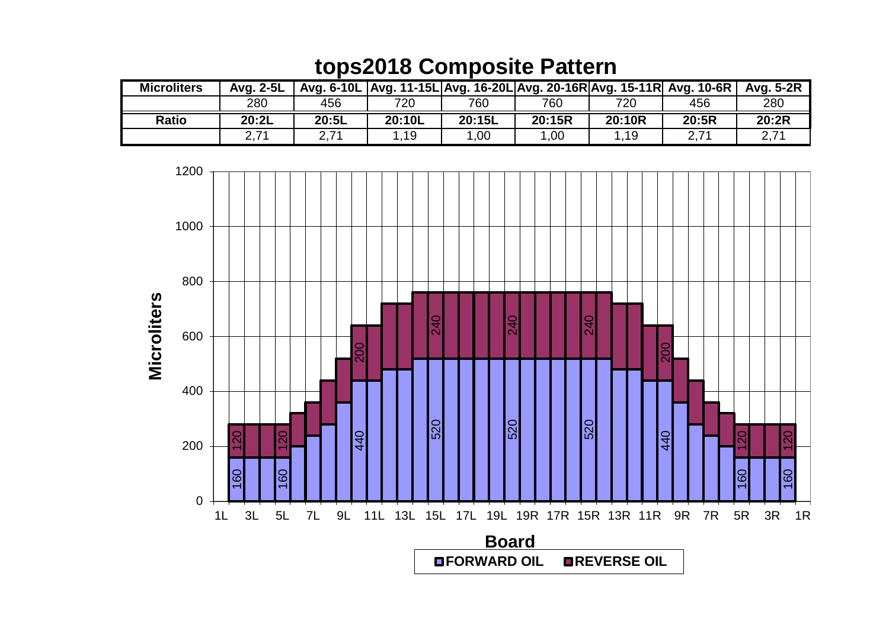# tops2018 Composite Pattern

| Microliters | Avg. 2-5L | Avg. 6-10L | Avg. 11-15L | Avg. 16-20L | Avg. 20-16R | Avg. 15-11R | Avg. 10-6R | Avg. 5-2R |
|---|---|---|---|---|---|---|---|---|
| | 280 | 456 | 720 | 760 | 760 | 720 | 456 | 280 |
| **Ratio** | **20:2L** | **20:5L** | **20:10L** | **20:15L** | **20:15R** | **20:10R** | **20:5R** | **20:2R** |
| | 2,71 | 2,71 | 1,19 | 1,00 | 1,00 | 1,19 | 2,71 | 2,71 |

Microliters (y-axis: 0–1200) by Board (x-axis: 1L, 3L, 5L, 7L, 9L, 11L, 13L, 15L, 17L, 19L, 19R, 17R, 15R, 13R, 11R, 9R, 7R, 5R, 3R, 1R)

Legend: FORWARD OIL, REVERSE OIL

| Board labels | Forward oil | Reverse oil |
|---|---|---|
| 2L | 160 | 120 |
| 5L | 160 | 120 |
| 10L | 440 | 200 |
| 15L | 520 | 240 |
| 20L | 520 | 240 |
| 15R | 520 | 240 |
| 10R | 440 | 200 |
| 5R | 160 | 120 |
| 2R | 160 | 120 |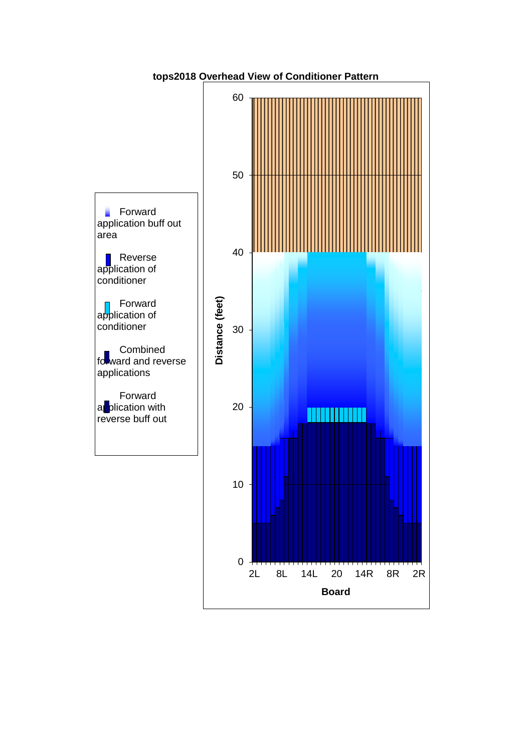**tops2018 Overhead View of Conditioner Pattern**

Forward application buff out area

Reverse application of conditioner

Forward application of conditioner

Combined forward and reverse applications

Forward application with reverse buff out

Distance (feet)

60

50

40

30

20

10

0

2L 8L 14L 20 14R 8R 2R

**Board**